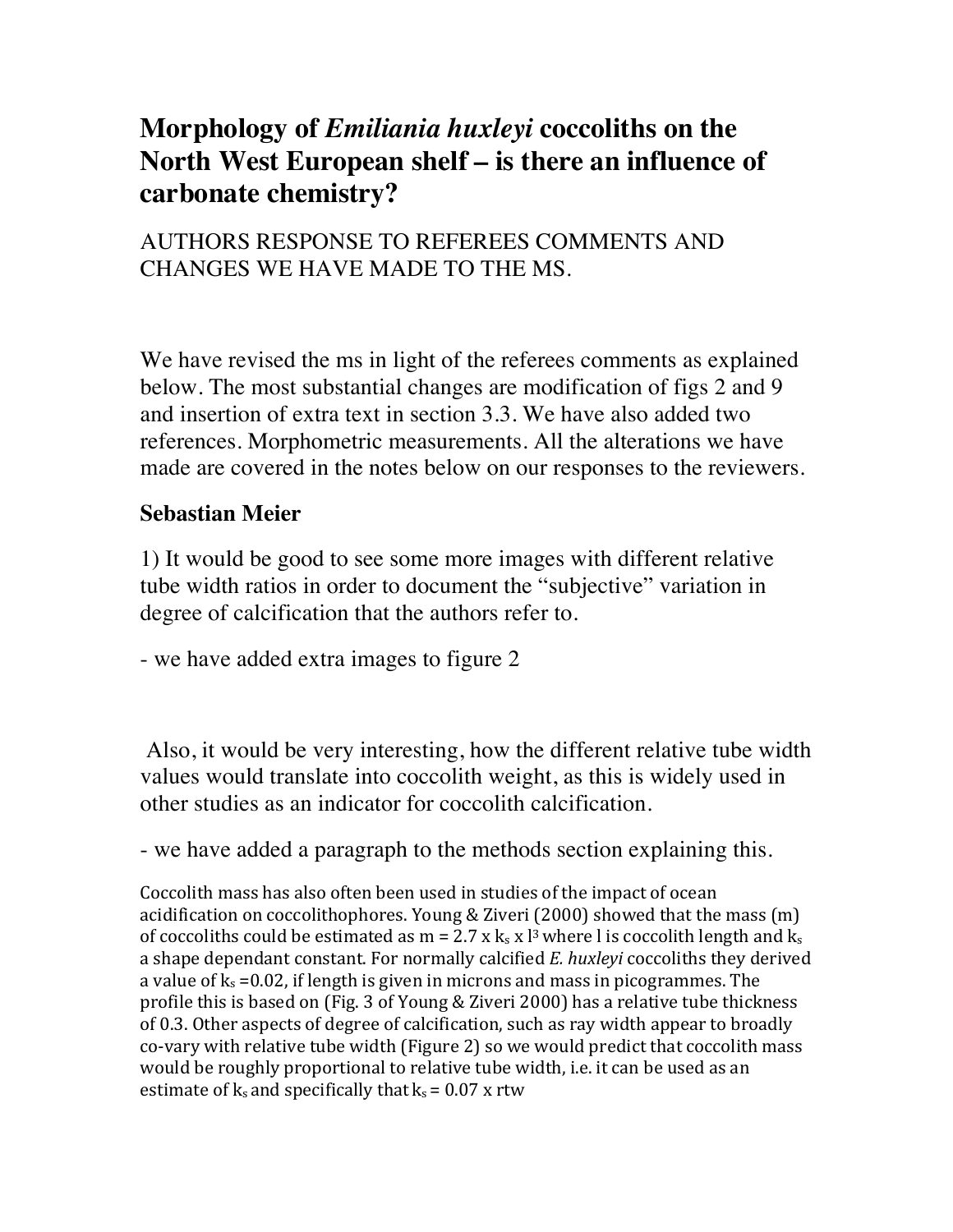# Morphology of *Emiliania huxleyi* coccoliths on the North West European shelf – is there an influence of carbonate chemistry?

AUTHORS RESPONSE TO REFEREES COMMENTS AND CHANGES WE HAVE MADE TO THE MS.

We have revised the ms in light of the referees comments as explained below. The most substantial changes are modification of figs 2 and 9 and insertion of extra text in section 3.3. We have also added two references. Morphometric measurements. All the alterations we have made are covered in the notes below on our responses to the reviewers.

**Sebastian Meier**

1) It would be good to see some more images with different relative tube width ratios in order to document the "subjective" variation in degree of calcification that the authors refer to.

- we have added extra images to figure 2

Also, it would be very interesting, how the different relative tube width values would translate into coccolith weight, as this is widely used in other studies as an indicator for coccolith calcification.

- we have added a paragraph to the methods section explaining this.

Coccolith mass has also often been used in studies of the impact of ocean acidification on coccolithophores. Young & Ziveri (2000) showed that the mass (m) of coccoliths could be estimated as $m = 2.7 \times k_s \times l^3$ where l is coccolith length and $k_s$ a shape dependant constant. For normally calcified *E. huxleyi* coccoliths they derived a value of $k_s = 0.02$, if length is given in microns and mass in picogrammes. The profile this is based on (Fig. 3 of Young & Ziveri 2000) has a relative tube thickness of 0.3. Other aspects of degree of calcification, such as ray width appear to broadly co-vary with relative tube width (Figure 2) so we would predict that coccolith mass would be roughly proportional to relative tube width, i.e. it can be used as an estimate of $k_s$ and specifically that $k_s = 0.07 \times rtw$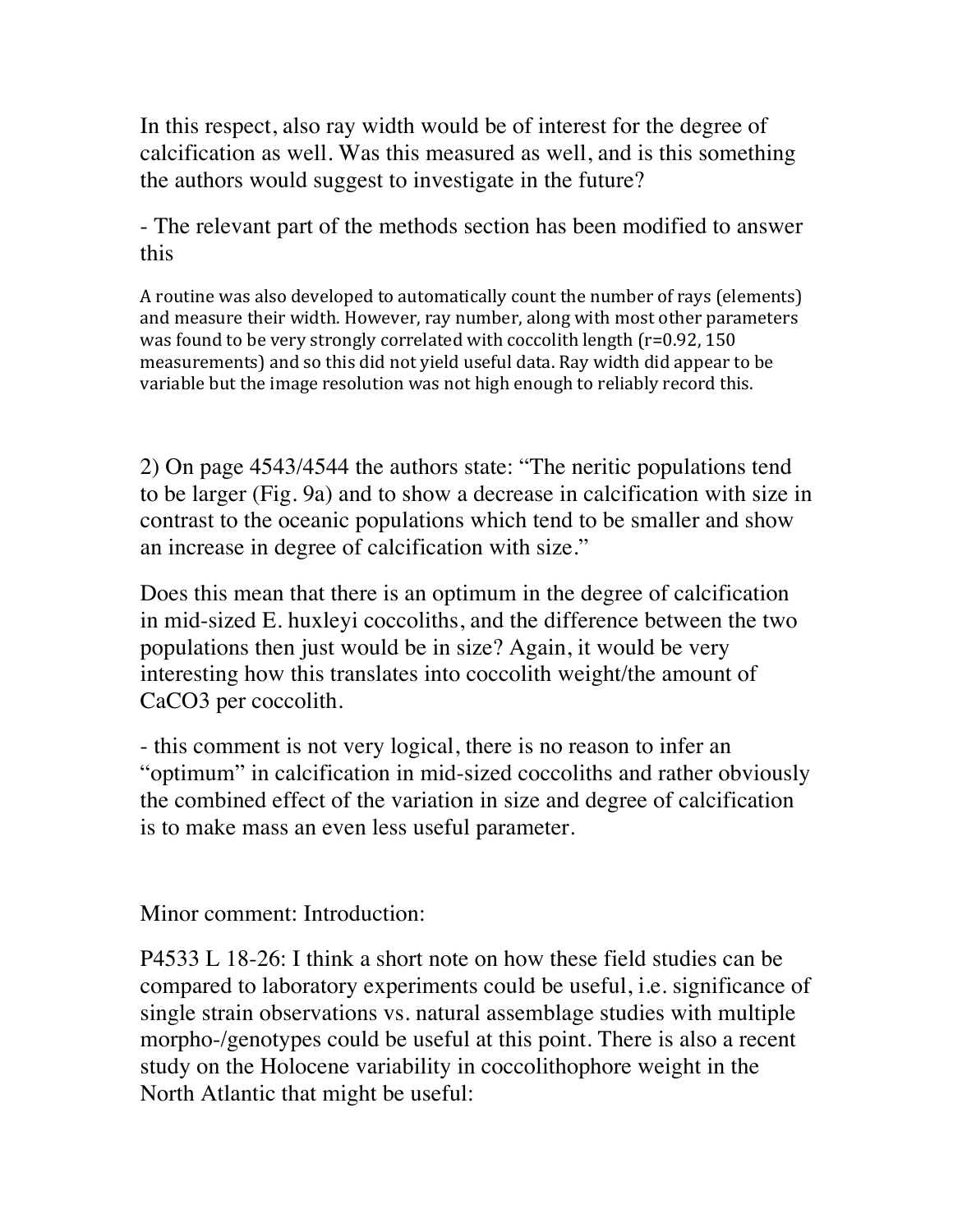In this respect, also ray width would be of interest for the degree of calcification as well. Was this measured as well, and is this something the authors would suggest to investigate in the future?

- The relevant part of the methods section has been modified to answer this

A routine was also developed to automatically count the number of rays (elements) and measure their width. However, ray number, along with most other parameters was found to be very strongly correlated with coccolith length (r=0.92, 150 measurements) and so this did not yield useful data. Ray width did appear to be variable but the image resolution was not high enough to reliably record this.

2) On page 4543/4544 the authors state: "The neritic populations tend to be larger (Fig. 9a) and to show a decrease in calcification with size in contrast to the oceanic populations which tend to be smaller and show an increase in degree of calcification with size."

Does this mean that there is an optimum in the degree of calcification in mid-sized E. huxleyi coccoliths, and the difference between the two populations then just would be in size? Again, it would be very interesting how this translates into coccolith weight/the amount of $CaCO_3$ per coccolith.

- this comment is not very logical, there is no reason to infer an "optimum" in calcification in mid-sized coccoliths and rather obviously the combined effect of the variation in size and degree of calcification is to make mass an even less useful parameter.

Minor comment: Introduction:

P4533 L 18-26: I think a short note on how these field studies can be compared to laboratory experiments could be useful, i.e. significance of single strain observations vs. natural assemblage studies with multiple morpho-/genotypes could be useful at this point. There is also a recent study on the Holocene variability in coccolithophore weight in the North Atlantic that might be useful: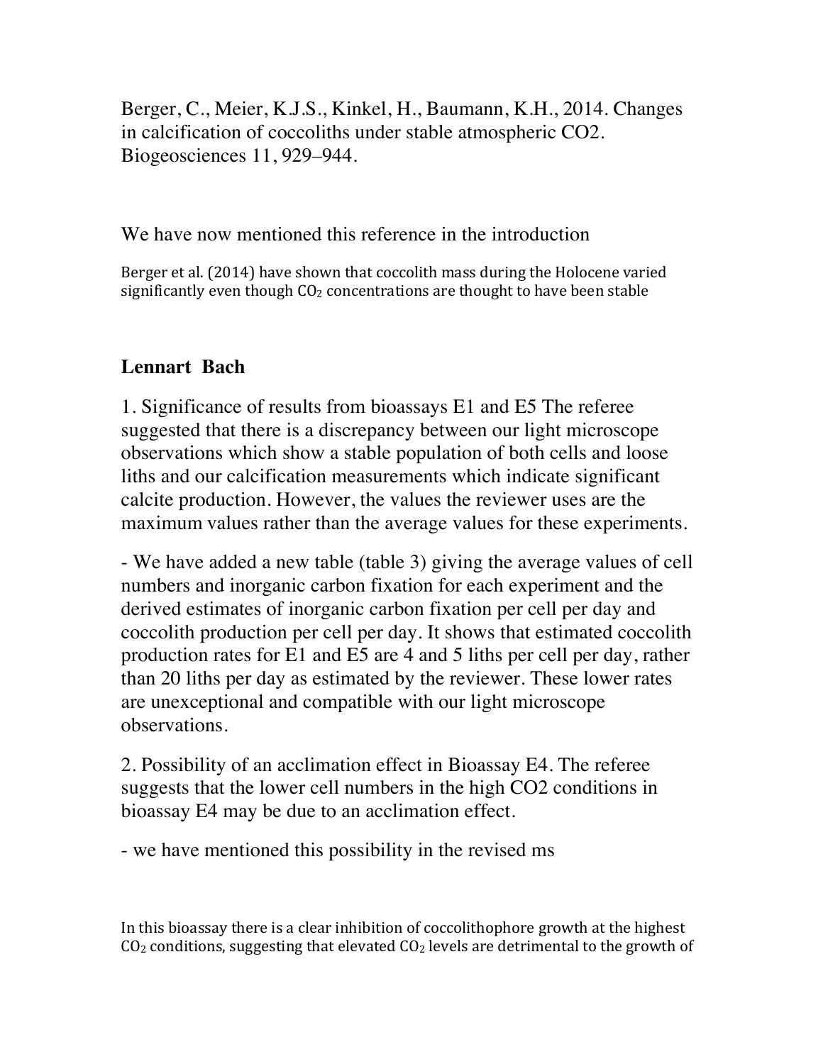Berger, C., Meier, K.J.S., Kinkel, H., Baumann, K.H., 2014. Changes in calcification of coccoliths under stable atmospheric CO2. Biogeosciences 11, 929–944.

We have now mentioned this reference in the introduction

Berger et al. (2014) have shown that coccolith mass during the Holocene varied significantly even though $CO_2$ concentrations are thought to have been stable

## Lennart Bach

1. Significance of results from bioassays E1 and E5 The referee suggested that there is a discrepancy between our light microscope observations which show a stable population of both cells and loose liths and our calcification measurements which indicate significant calcite production. However, the values the reviewer uses are the maximum values rather than the average values for these experiments.

- We have added a new table (table 3) giving the average values of cell numbers and inorganic carbon fixation for each experiment and the derived estimates of inorganic carbon fixation per cell per day and coccolith production per cell per day. It shows that estimated coccolith production rates for E1 and E5 are 4 and 5 liths per cell per day, rather than 20 liths per day as estimated by the reviewer. These lower rates are unexceptional and compatible with our light microscope observations.

2. Possibility of an acclimation effect in Bioassay E4. The referee suggests that the lower cell numbers in the high CO2 conditions in bioassay E4 may be due to an acclimation effect.

- we have mentioned this possibility in the revised ms

In this bioassay there is a clear inhibition of coccolithophore growth at the highest $CO_2$ conditions, suggesting that elevated $CO_2$ levels are detrimental to the growth of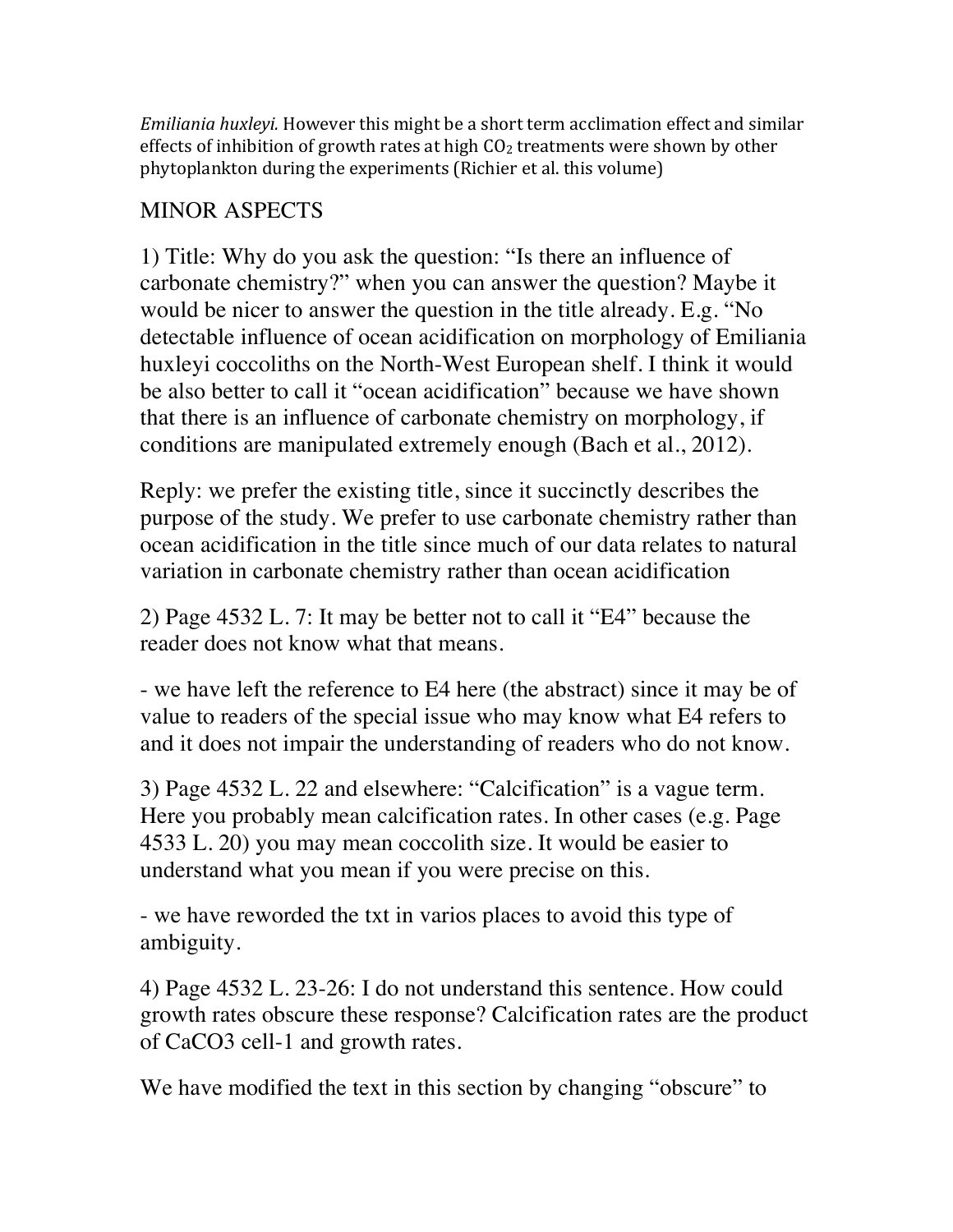*Emiliania huxleyi.* However this might be a short term acclimation effect and similar effects of inhibition of growth rates at high $CO_2$ treatments were shown by other phytoplankton during the experiments (Richier et al. this volume)

## MINOR ASPECTS

1) Title: Why do you ask the question: "Is there an influence of carbonate chemistry?" when you can answer the question? Maybe it would be nicer to answer the question in the title already. E.g. "No detectable influence of ocean acidification on morphology of Emiliania huxleyi coccoliths on the North-West European shelf. I think it would be also better to call it "ocean acidification" because we have shown that there is an influence of carbonate chemistry on morphology, if conditions are manipulated extremely enough (Bach et al., 2012).

Reply: we prefer the existing title, since it succinctly describes the purpose of the study. We prefer to use carbonate chemistry rather than ocean acidification in the title since much of our data relates to natural variation in carbonate chemistry rather than ocean acidification

2) Page 4532 L. 7: It may be better not to call it "E4" because the reader does not know what that means.

- we have left the reference to E4 here (the abstract) since it may be of value to readers of the special issue who may know what E4 refers to and it does not impair the understanding of readers who do not know.

3) Page 4532 L. 22 and elsewhere: "Calcification" is a vague term. Here you probably mean calcification rates. In other cases (e.g. Page 4533 L. 20) you may mean coccolith size. It would be easier to understand what you mean if you were precise on this.

- we have reworded the txt in varios places to avoid this type of ambiguity.

4) Page 4532 L. 23-26: I do not understand this sentence. How could growth rates obscure these response? Calcification rates are the product of CaCO3 cell-1 and growth rates.

We have modified the text in this section by changing "obscure" to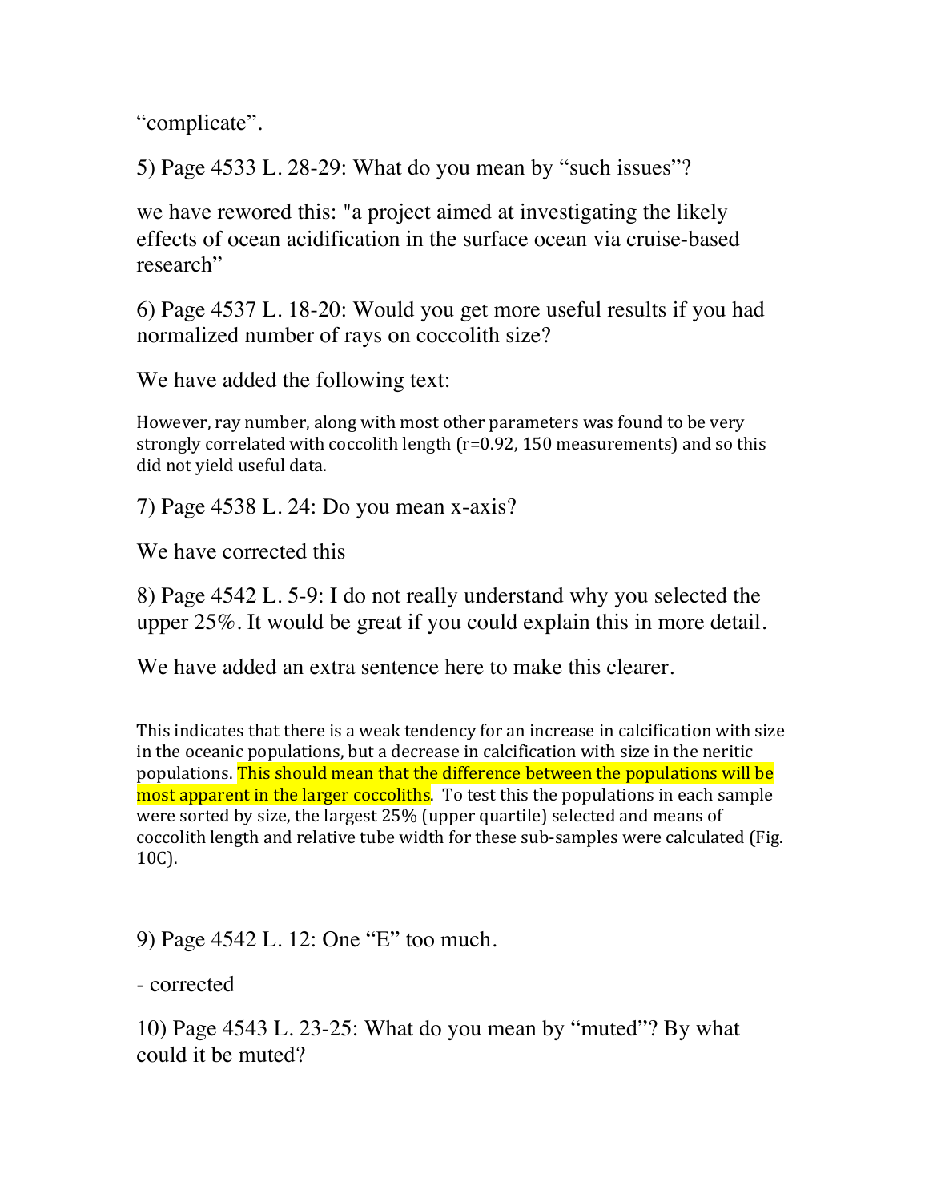“complicate”.

5) Page 4533 L. 28-29: What do you mean by “such issues”?

we have rewored this: "a project aimed at investigating the likely effects of ocean acidification in the surface ocean via cruise-based research”

6) Page 4537 L. 18-20: Would you get more useful results if you had normalized number of rays on coccolith size?

We have added the following text:

However, ray number, along with most other parameters was found to be very strongly correlated with coccolith length (r=0.92, 150 measurements) and so this did not yield useful data.

7) Page 4538 L. 24: Do you mean x-axis?

We have corrected this

8) Page 4542 L. 5-9: I do not really understand why you selected the upper 25%. It would be great if you could explain this in more detail.

We have added an extra sentence here to make this clearer.

This indicates that there is a weak tendency for an increase in calcification with size in the oceanic populations, but a decrease in calcification with size in the neritic populations. This should mean that the difference between the populations will be most apparent in the larger coccoliths. To test this the populations in each sample were sorted by size, the largest 25% (upper quartile) selected and means of coccolith length and relative tube width for these sub-samples were calculated (Fig. 10C).

9) Page 4542 L. 12: One “E” too much.

- corrected

10) Page 4543 L. 23-25: What do you mean by “muted”? By what could it be muted?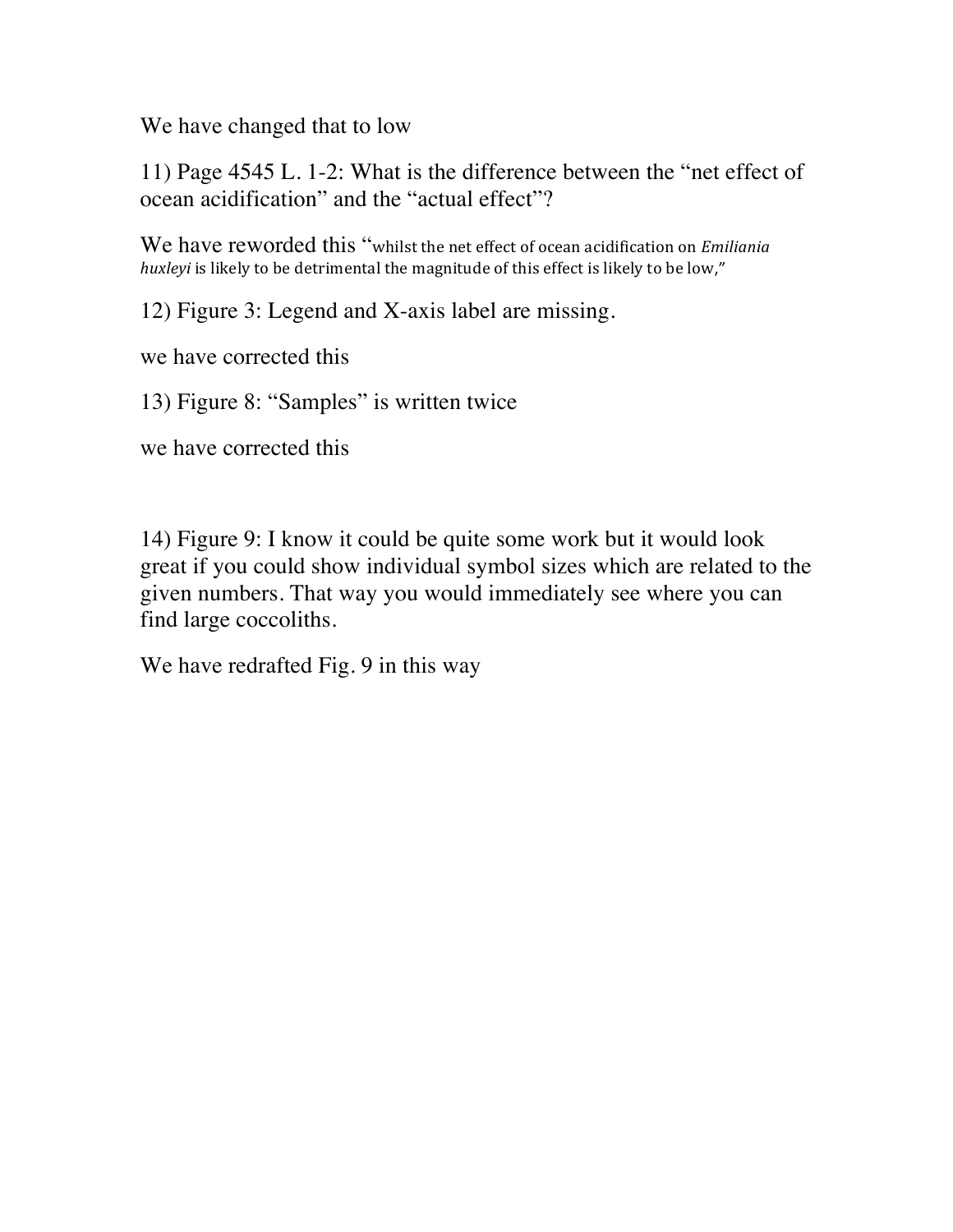We have changed that to low

11) Page 4545 L. 1-2: What is the difference between the "net effect of ocean acidification" and the "actual effect"?

We have reworded this "whilst the net effect of ocean acidification on *Emiliania huxleyi* is likely to be detrimental the magnitude of this effect is likely to be low,"

12) Figure 3: Legend and X-axis label are missing.

we have corrected this

13) Figure 8: "Samples" is written twice

we have corrected this

14) Figure 9: I know it could be quite some work but it would look great if you could show individual symbol sizes which are related to the given numbers. That way you would immediately see where you can find large coccoliths.

We have redrafted Fig. 9 in this way